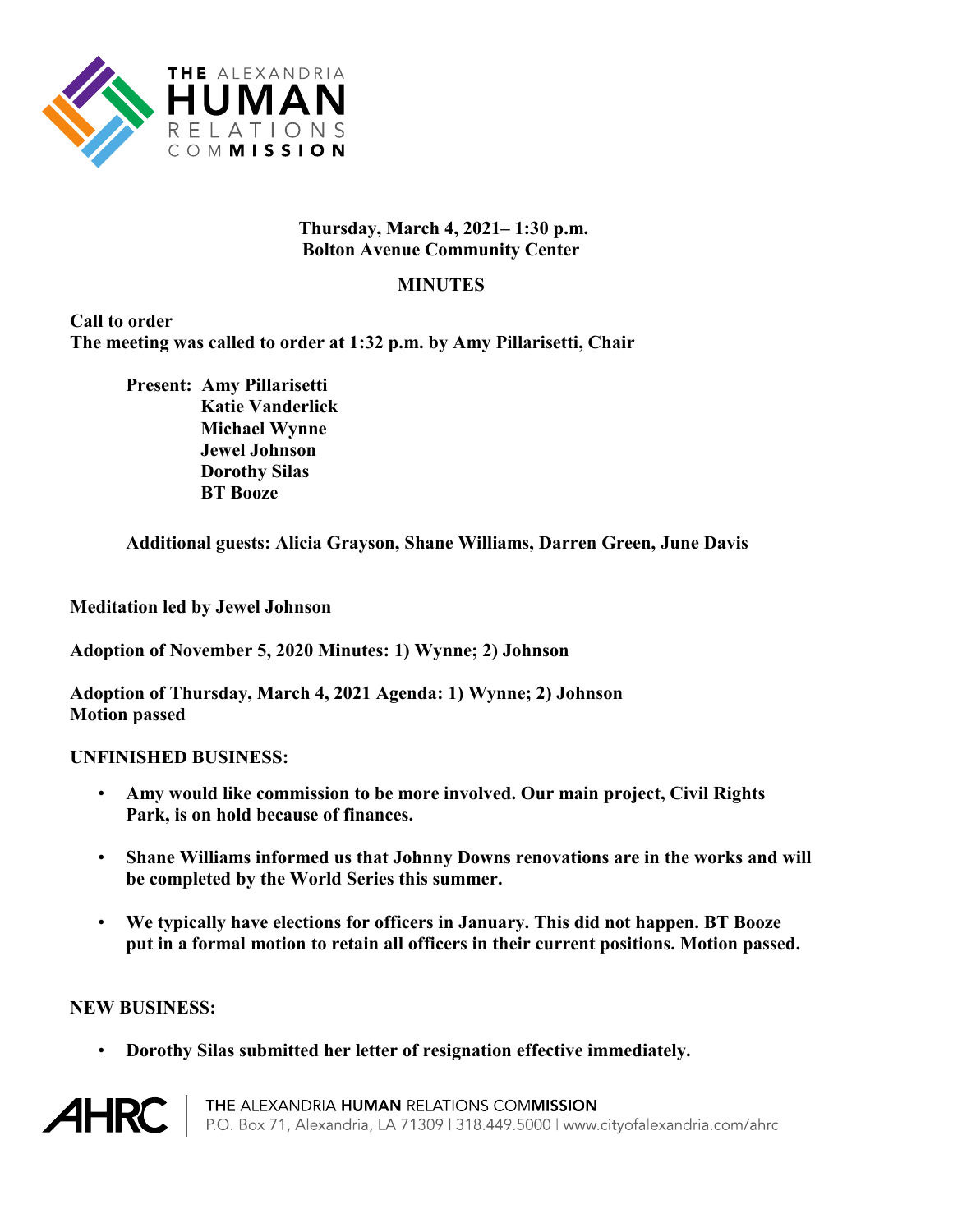THE ALEXANDRIA HUMAN RELATIONS COMMISSION

**Thursday, March 4, 2021– 1:30 p.m.**
**Bolton Avenue Community Center**

## MINUTES

**Call to order**
**The meeting was called to order at 1:32 p.m. by Amy Pillarisetti, Chair**

**Present: Amy Pillarisetti**
**Katie Vanderlick**
**Michael Wynne**
**Jewel Johnson**
**Dorothy Silas**
**BT Booze**

**Additional guests: Alicia Grayson, Shane Williams, Darren Green, June Davis**

**Meditation led by Jewel Johnson**

**Adoption of November 5, 2020 Minutes: 1) Wynne; 2) Johnson**

**Adoption of Thursday, March 4, 2021 Agenda: 1) Wynne; 2) Johnson**
**Motion passed**

**UNFINISHED BUSINESS:**

- **Amy would like commission to be more involved. Our main project, Civil Rights Park, is on hold because of finances.**
- **Shane Williams informed us that Johnny Downs renovations are in the works and will be completed by the World Series this summer.**
- **We typically have elections for officers in January. This did not happen. BT Booze put in a formal motion to retain all officers in their current positions. Motion passed.**

**NEW BUSINESS:**

- **Dorothy Silas submitted her letter of resignation effective immediately.**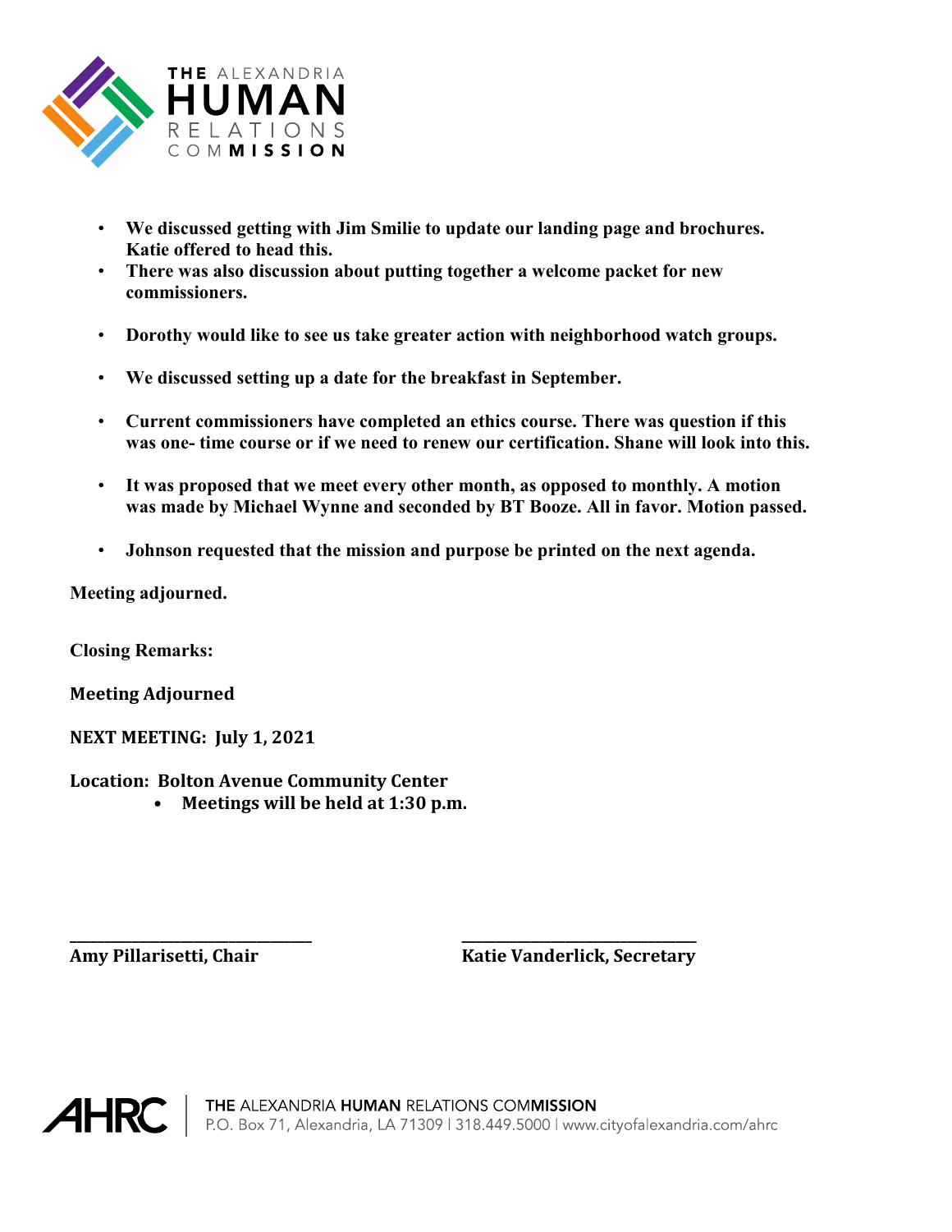- **We discussed getting with Jim Smilie to update our landing page and brochures. Katie offered to head this.**
- **There was also discussion about putting together a welcome packet for new commissioners.**
- **Dorothy would like to see us take greater action with neighborhood watch groups.**
- **We discussed setting up a date for the breakfast in September.**
- **Current commissioners have completed an ethics course. There was question if this was one- time course or if we need to renew our certification. Shane will look into this.**
- **It was proposed that we meet every other month, as opposed to monthly. A motion was made by Michael Wynne and seconded by BT Booze. All in favor. Motion passed.**
- **Johnson requested that the mission and purpose be printed on the next agenda.**

**Meeting adjourned.**

**Closing Remarks:**

**Meeting Adjourned**

**NEXT MEETING: July 1, 2021**

**Location: Bolton Avenue Community Center**

- **Meetings will be held at 1:30 p.m.**

_______________________________ _______________________________

**Amy Pillarisetti, Chair** **Katie Vanderlick, Secretary**

AHRC | THE ALEXANDRIA HUMAN RELATIONS COMMISSION
P.O. Box 71, Alexandria, LA 71309 | 318.449.5000 | www.cityofalexandria.com/ahrc